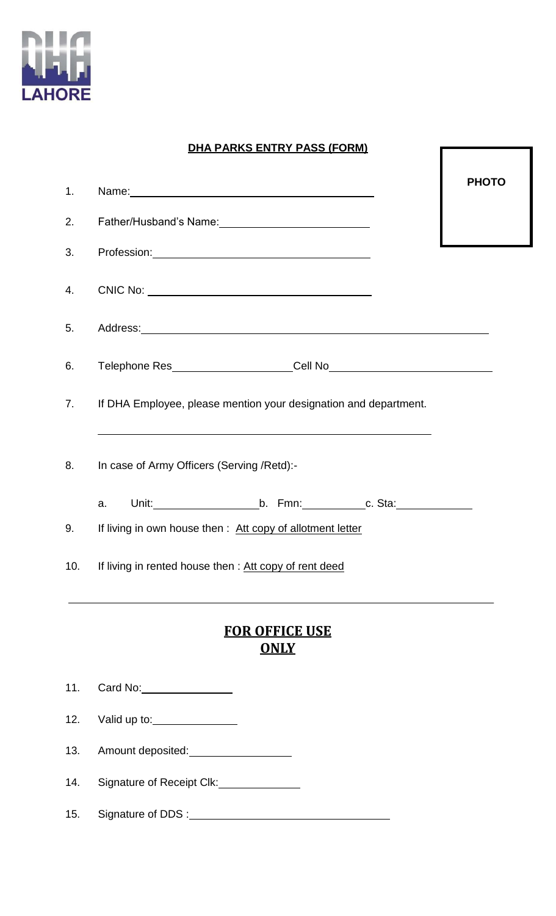**DHA LAHORE**

## DHA PARKS ENTRY PASS (FORM)

**PHOTO**

1. Name: \_\_\_\_\_\_\_\_\_\_\_\_\_\_\_\_\_\_\_\_\_\_\_\_\_\_\_\_\_\_\_\_\_\_\_\_\_\_\_\_

2. Father/Husband's Name: \_\_\_\_\_\_\_\_\_\_\_\_\_\_\_\_\_\_\_\_\_\_\_\_\_\_

3. Profession: \_\_\_\_\_\_\_\_\_\_\_\_\_\_\_\_\_\_\_\_\_\_\_\_\_\_\_\_\_\_\_\_\_\_\_\_

4. CNIC No: \_\_\_\_\_\_\_\_\_\_\_\_\_\_\_\_\_\_\_\_\_\_\_\_\_\_\_\_\_\_\_\_\_\_\_\_\_\_

5. Address: \_\_\_\_\_\_\_\_\_\_\_\_\_\_\_\_\_\_\_\_\_\_\_\_\_\_\_\_\_\_\_\_\_\_\_\_\_\_\_\_\_\_\_\_\_\_\_\_\_\_\_\_\_\_\_\_

6. Telephone Res \_\_\_\_\_\_\_\_\_\_\_\_\_\_\_\_\_\_\_\_ Cell No \_\_\_\_\_\_\_\_\_\_\_\_\_\_\_\_\_\_\_\_\_\_\_\_\_\_\_

7. If DHA Employee, please mention your designation and department.

   \_\_\_\_\_\_\_\_\_\_\_\_\_\_\_\_\_\_\_\_\_\_\_\_\_\_\_\_\_\_\_\_\_\_\_\_\_\_\_\_\_\_\_\_\_\_\_\_\_\_\_\_\_\_

8. In case of Army Officers (Serving /Retd):-

   a. Unit: \_\_\_\_\_\_\_\_\_\_\_\_\_\_\_\_\_\_ b. Fmn: \_\_\_\_\_\_\_\_\_\_\_ c. Sta: \_\_\_\_\_\_\_\_\_\_\_\_\_

9. If living in own house then : Att copy of allotment letter

10. If living in rented house then : Att copy of rent deed

---

## FOR OFFICE USE ONLY

11. Card No: \_\_\_\_\_\_\_\_\_\_\_\_\_\_\_\_

12. Valid up to: \_\_\_\_\_\_\_\_\_\_\_\_\_\_\_

13. Amount deposited: \_\_\_\_\_\_\_\_\_\_\_\_\_\_\_\_\_\_

14. Signature of Receipt Clk: \_\_\_\_\_\_\_\_\_\_\_\_\_\_

15. Signature of DDS : \_\_\_\_\_\_\_\_\_\_\_\_\_\_\_\_\_\_\_\_\_\_\_\_\_\_\_\_\_\_\_\_\_\_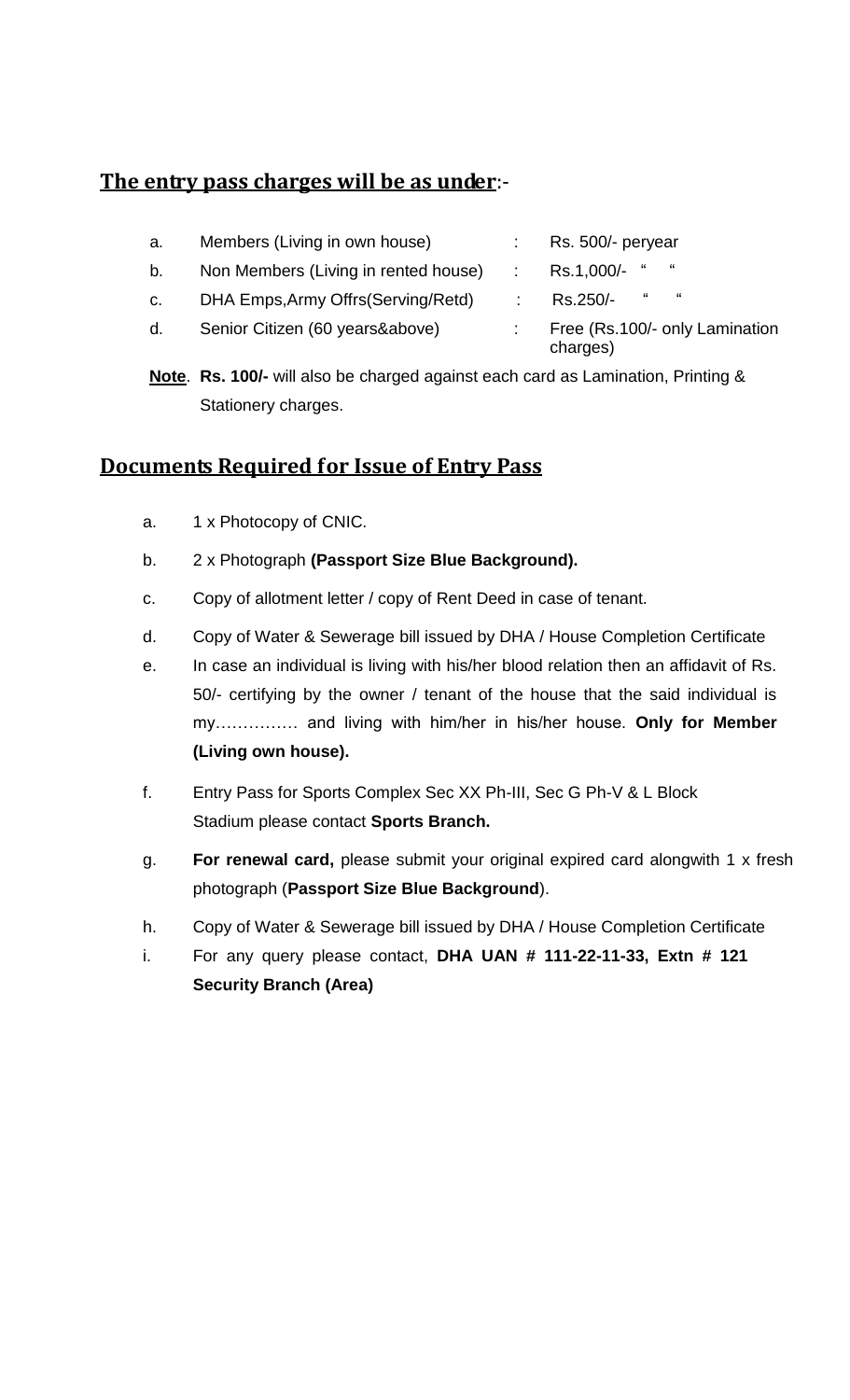## **The entry pass charges will be as under**:-

| | | | |
|---|---|---|---|
| a. | Members (Living in own house) | : | Rs. 500/- peryear |
| b. | Non Members (Living in rented house) | : | Rs.1,000/- " " |
| c. | DHA Emps,Army Offrs(Serving/Retd) | : | Rs.250/- " " |
| d. | Senior Citizen (60 years&above) | : | Free (Rs.100/- only Lamination charges) |

**Note**. **Rs. 100/-** will also be charged against each card as Lamination, Printing & Stationery charges.

## **Documents Required for Issue of Entry Pass**

a. 1 x Photocopy of CNIC.

b. 2 x Photograph **(Passport Size Blue Background).**

c. Copy of allotment letter / copy of Rent Deed in case of tenant.

d. Copy of Water & Sewerage bill issued by DHA / House Completion Certificate

e. In case an individual is living with his/her blood relation then an affidavit of Rs. 50/- certifying by the owner / tenant of the house that the said individual is my…………… and living with him/her in his/her house. **Only for Member (Living own house).**

f. Entry Pass for Sports Complex Sec XX Ph-III, Sec G Ph-V & L Block Stadium please contact **Sports Branch.**

g. **For renewal card,** please submit your original expired card alongwith 1 x fresh photograph (**Passport Size Blue Background**).

h. Copy of Water & Sewerage bill issued by DHA / House Completion Certificate

i. For any query please contact, **DHA UAN # 111-22-11-33, Extn # 121 Security Branch (Area)**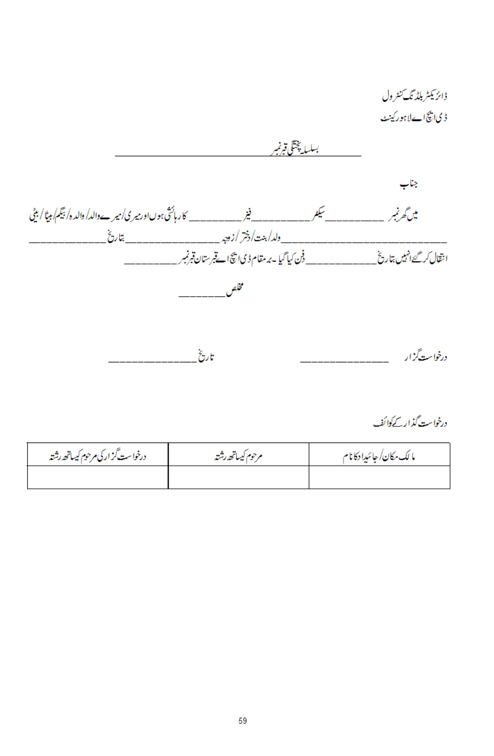ڈائریکٹر بلڈنگ کنٹرول

ڈی ایچ اے لاہور کینٹ

بسلسلہ پختگی قبر نمبر ________________________________

جناب

میں گھر نمبر __________ سیکٹر __________ فیز __________ کا رہائشی ہوں اور میری/میرے والد/ والدہ/ بیگم/ بیٹا/ بیٹی __________________________ ولد/بنت/دختر/ زوجہ ________________ بتاریخ ______________ انتقال کر گئے انہیں بتاریخ ____________ دفن کیا گیا۔ برمقام ڈی ایچ اے قبرستان قبر نمبر __________

مخلص ________

درخواست گزار ______________ تاریخ ______________

درخواست گزار کے کوائف

| مالک مکان/ جائیداد کا نام | مرحوم کیساتھ رشتہ | درخواست گزار کی مرحوم کیساتھ رشتہ |
| --- | --- | --- |
| | | |